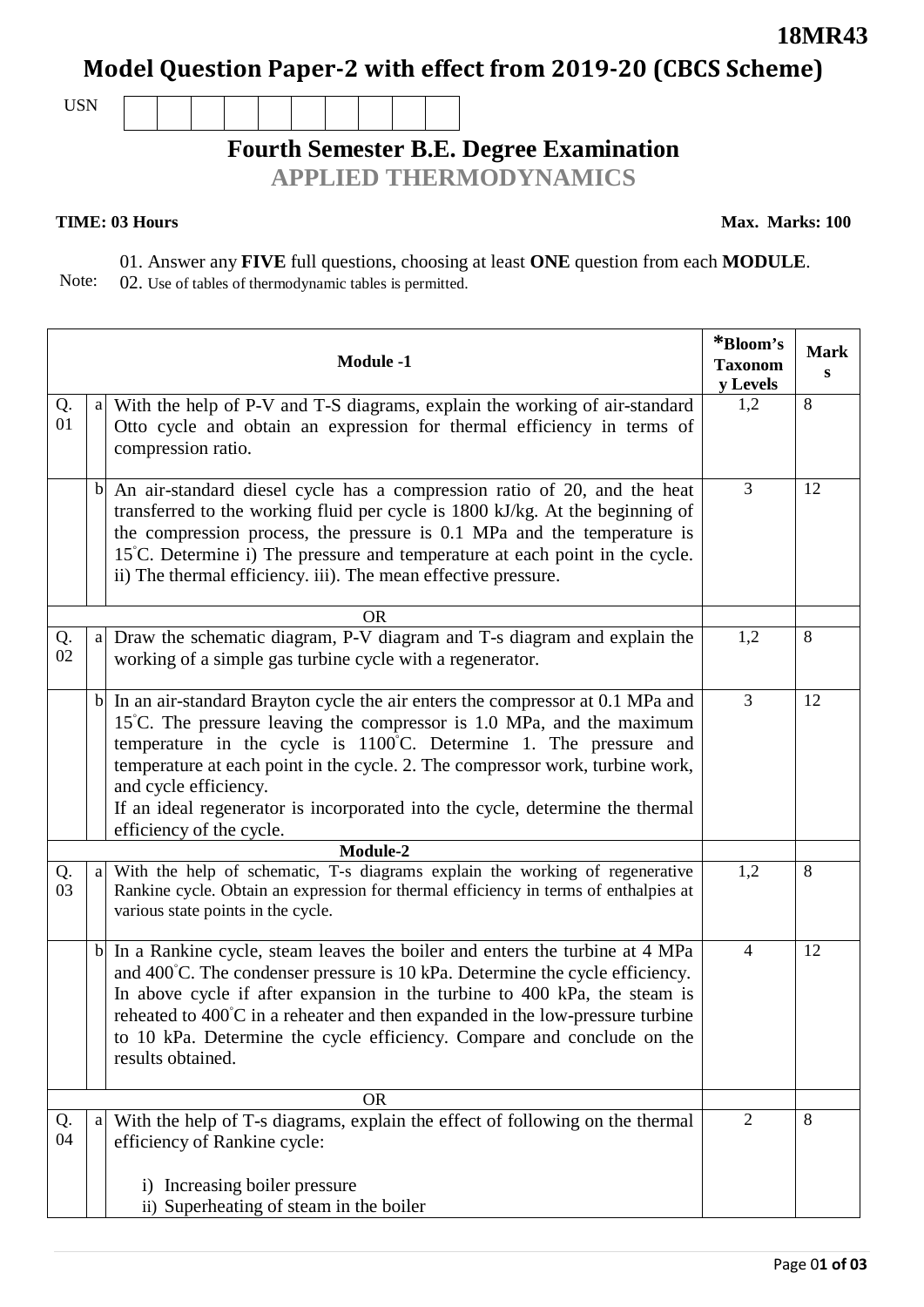**18MR43**

# Model Question Paper-2 with effect from 2019-20 (CBCS Scheme)

USN

## Fourth Semester B.E. Degree Examination

## APPLIED THERMODYNAMICS

**TIME: 03 Hours** **Max. Marks: 100**

Note:
01. Answer any **FIVE** full questions, choosing at least **ONE** question from each **MODULE**.
02. Use of tables of thermodynamic tables is permitted.

| | | **Module -1** | ***Bloom's Taxonomy Levels** | **Marks** |
|---|---|---|---|---|
| Q. 01 | a | With the help of P-V and T-S diagrams, explain the working of air-standard Otto cycle and obtain an expression for thermal efficiency in terms of compression ratio. | 1,2 | 8 |
| | b | An air-standard diesel cycle has a compression ratio of 20, and the heat transferred to the working fluid per cycle is 1800 kJ/kg. At the beginning of the compression process, the pressure is 0.1 MPa and the temperature is 15°C. Determine i) The pressure and temperature at each point in the cycle. ii) The thermal efficiency. iii). The mean effective pressure. | 3 | 12 |
| | | OR | | |
| Q. 02 | a | Draw the schematic diagram, P-V diagram and T-s diagram and explain the working of a simple gas turbine cycle with a regenerator. | 1,2 | 8 |
| | b | In an air-standard Brayton cycle the air enters the compressor at 0.1 MPa and 15°C. The pressure leaving the compressor is 1.0 MPa, and the maximum temperature in the cycle is 1100°C. Determine 1. The pressure and temperature at each point in the cycle. 2. The compressor work, turbine work, and cycle efficiency. If an ideal regenerator is incorporated into the cycle, determine the thermal efficiency of the cycle. | 3 | 12 |
| | | **Module-2** | | |
| Q. 03 | a | With the help of schematic, T-s diagrams explain the working of regenerative Rankine cycle. Obtain an expression for thermal efficiency in terms of enthalpies at various state points in the cycle. | 1,2 | 8 |
| | b | In a Rankine cycle, steam leaves the boiler and enters the turbine at 4 MPa and 400°C. The condenser pressure is 10 kPa. Determine the cycle efficiency. In above cycle if after expansion in the turbine to 400 kPa, the steam is reheated to 400°C in a reheater and then expanded in the low-pressure turbine to 10 kPa. Determine the cycle efficiency. Compare and conclude on the results obtained. | 4 | 12 |
| | | OR | | |
| Q. 04 | a | With the help of T-s diagrams, explain the effect of following on the thermal efficiency of Rankine cycle: <br> i) Increasing boiler pressure <br> ii) Superheating of steam in the boiler | 2 | 8 |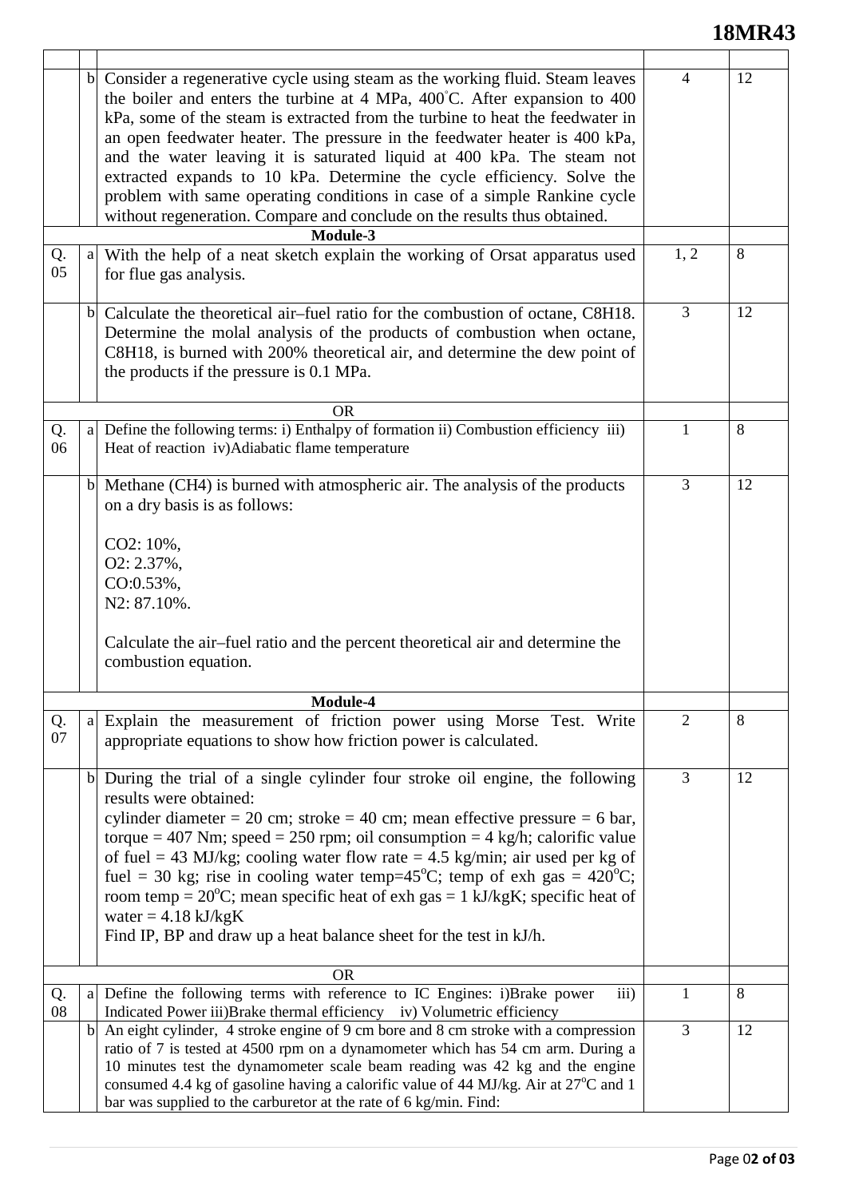| Q. | | Question | CO | Marks |
|---|---|---|---|---|
| | b | Consider a regenerative cycle using steam as the working fluid. Steam leaves the boiler and enters the turbine at 4 MPa, 400°C. After expansion to 400 kPa, some of the steam is extracted from the turbine to heat the feedwater in an open feedwater heater. The pressure in the feedwater heater is 400 kPa, and the water leaving it is saturated liquid at 400 kPa. The steam not extracted expands to 10 kPa. Determine the cycle efficiency. Solve the problem with same operating conditions in case of a simple Rankine cycle without regeneration. Compare and conclude on the results thus obtained. | 4 | 12 |
| | | **Module-3** | | |
| Q. 05 | a | With the help of a neat sketch explain the working of Orsat apparatus used for flue gas analysis. | 1, 2 | 8 |
| | b | Calculate the theoretical air–fuel ratio for the combustion of octane, C8H18. Determine the molal analysis of the products of combustion when octane, C8H18, is burned with 200% theoretical air, and determine the dew point of the products if the pressure is 0.1 MPa. | 3 | 12 |
| | | OR | | |
| Q. 06 | a | Define the following terms: i) Enthalpy of formation ii) Combustion efficiency iii) Heat of reaction iv)Adiabatic flame temperature | 1 | 8 |
| | b | Methane (CH4) is burned with atmospheric air. The analysis of the products on a dry basis is as follows:<br><br>CO2: 10%,<br>O2: 2.37%,<br>CO:0.53%,<br>N2: 87.10%.<br><br>Calculate the air–fuel ratio and the percent theoretical air and determine the combustion equation. | 3 | 12 |
| | | **Module-4** | | |
| Q. 07 | a | Explain the measurement of friction power using Morse Test. Write appropriate equations to show how friction power is calculated. | 2 | 8 |
| | b | During the trial of a single cylinder four stroke oil engine, the following results were obtained:<br>cylinder diameter = 20 cm; stroke = 40 cm; mean effective pressure = 6 bar, torque = 407 Nm; speed = 250 rpm; oil consumption = 4 kg/h; calorific value of fuel = 43 MJ/kg; cooling water flow rate = 4.5 kg/min; air used per kg of fuel = 30 kg; rise in cooling water temp=45°C; temp of exh gas = 420°C; room temp = 20°C; mean specific heat of exh gas = 1 kJ/kgK; specific heat of water = 4.18 kJ/kgK<br>Find IP, BP and draw up a heat balance sheet for the test in kJ/h. | 3 | 12 |
| | | OR | | |
| Q. 08 | a | Define the following terms with reference to IC Engines: i)Brake power iii) Indicated Power iii)Brake thermal efficiency iv) Volumetric efficiency | 1 | 8 |
| | b | An eight cylinder, 4 stroke engine of 9 cm bore and 8 cm stroke with a compression ratio of 7 is tested at 4500 rpm on a dynamometer which has 54 cm arm. During a 10 minutes test the dynamometer scale beam reading was 42 kg and the engine consumed 4.4 kg of gasoline having a calorific value of 44 MJ/kg. Air at 27°C and 1 bar was supplied to the carburetor at the rate of 6 kg/min. Find: | 3 | 12 |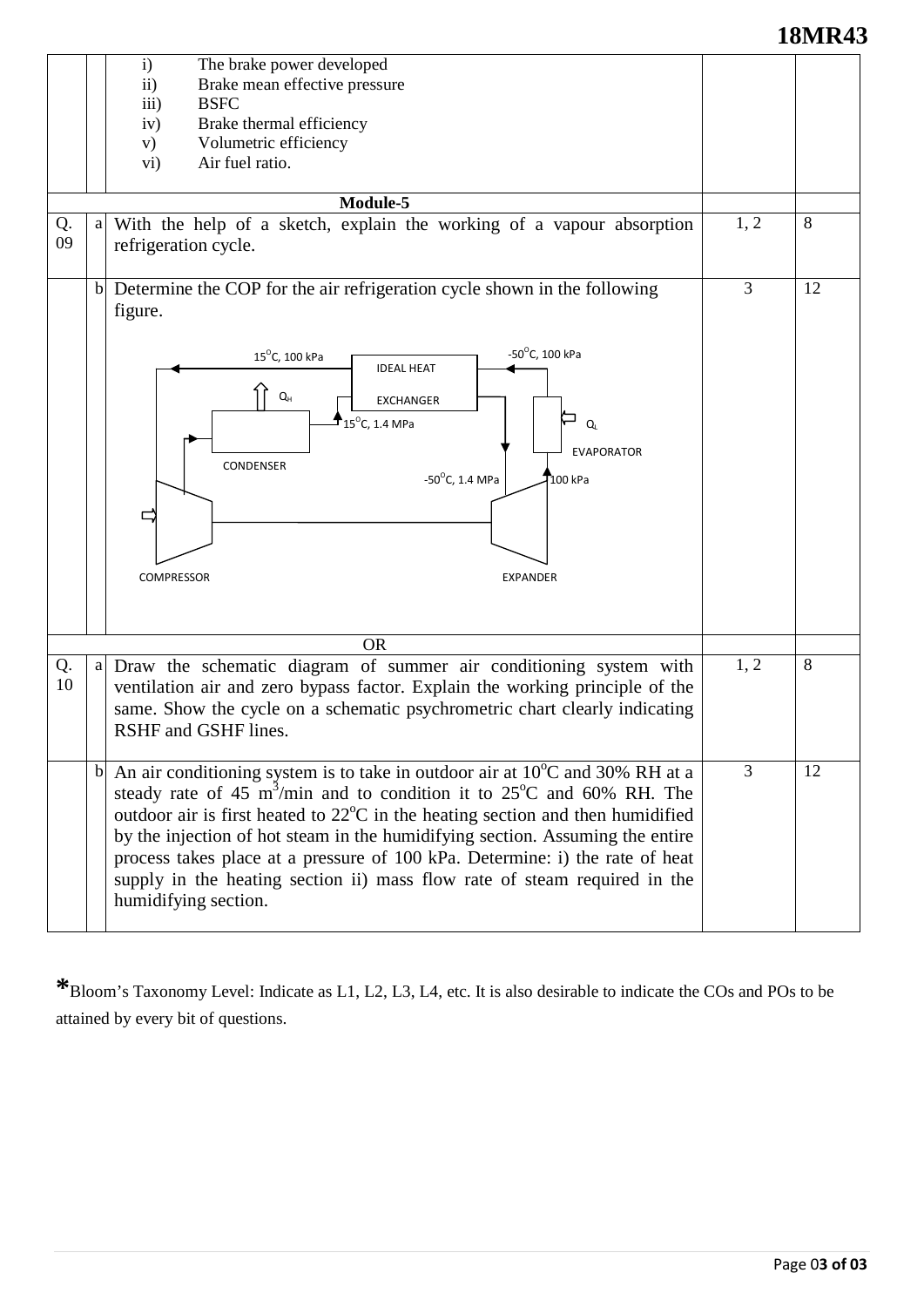| | | | | |
|---|---|---|---|---|
| | | i) The brake power developed<br>ii) Brake mean effective pressure<br>iii) BSFC<br>iv) Brake thermal efficiency<br>v) Volumetric efficiency<br>vi) Air fuel ratio. | | |
| | | **Module-5** | | |
| Q. 09 | a | With the help of a sketch, explain the working of a vapour absorption refrigeration cycle. | 1, 2 | 8 |
| | b | Determine the COP for the air refrigeration cycle shown in the following figure. | 3 | 12 |

15$^{o}$C, 100 kPa

-50$^{o}$C, 100 kPa

IDEAL HEAT EXCHANGER

$Q_H$

15$^{o}$C, 1.4 MPa

$Q_L$

EVAPORATOR

CONDENSER

-50$^{o}$C, 1.4 MPa

100 kPa

COMPRESSOR

EXPANDER

| | | | | |
|---|---|---|---|---|
| | | **OR** | | |
| Q. 10 | a | Draw the schematic diagram of summer air conditioning system with ventilation air and zero bypass factor. Explain the working principle of the same. Show the cycle on a schematic psychrometric chart clearly indicating RSHF and GSHF lines. | 1, 2 | 8 |
| | b | An air conditioning system is to take in outdoor air at 10$^{o}$C and 30% RH at a steady rate of 45 m$^{3}$/min and to condition it to 25$^{o}$C and 60% RH. The outdoor air is first heated to 22$^{o}$C in the heating section and then humidified by the injection of hot steam in the humidifying section. Assuming the entire process takes place at a pressure of 100 kPa. Determine: i) the rate of heat supply in the heating section ii) mass flow rate of steam required in the humidifying section. | 3 | 12 |

*Bloom's Taxonomy Level: Indicate as L1, L2, L3, L4, etc. It is also desirable to indicate the COs and POs to be attained by every bit of questions.